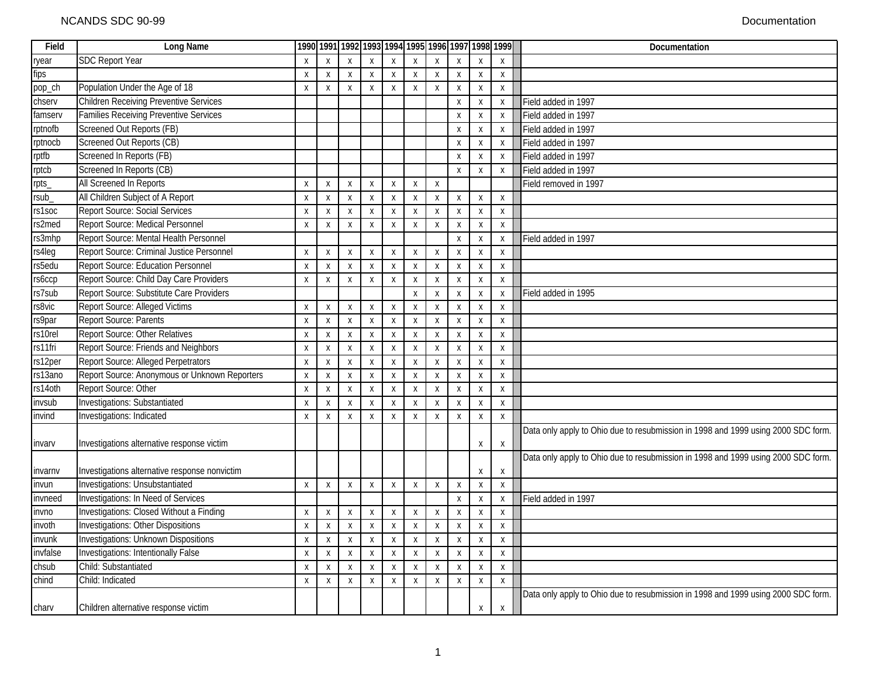| Field | Long Name | 1990 | 1991 | 1992 | 1993 | 1994 | 1995 | 1996 | 1997 | 1998 | 1999 | Documentation |
|---|---|---|---|---|---|---|---|---|---|---|---|---|
| ryear | SDC Report Year | x | x | x | x | x | x | x | x | x | x | |
| fips | | x | x | x | x | x | x | x | x | x | x | |
| pop_ch | Population Under the Age of 18 | x | x | x | x | x | x | x | x | x | x | |
| chserv | Children Receiving Preventive Services | | | | | | | | x | x | x | Field added in 1997 |
| famserv | Families Receiving Preventive Services | | | | | | | | x | x | x | Field added in 1997 |
| rptnofb | Screened Out Reports (FB) | | | | | | | | x | x | x | Field added in 1997 |
| rptnocb | Screened Out Reports (CB) | | | | | | | | x | x | x | Field added in 1997 |
| rptfb | Screened In Reports (FB) | | | | | | | | x | x | x | Field added in 1997 |
| rptcb | Screened In Reports (CB) | | | | | | | | x | x | x | Field added in 1997 |
| rpts_ | All Screened In Reports | x | x | x | x | x | x | x | | | | Field removed in 1997 |
| rsub_ | All Children Subject of A Report | x | x | x | x | x | x | x | x | x | x | |
| rs1soc | Report Source: Social Services | x | x | x | x | x | x | x | x | x | x | |
| rs2med | Report Source: Medical Personnel | x | x | x | x | x | x | x | x | x | x | |
| rs3mhp | Report Source: Mental Health Personnel | | | | | | | | x | x | x | Field added in 1997 |
| rs4leg | Report Source: Criminal Justice Personnel | x | x | x | x | x | x | x | x | x | x | |
| rs5edu | Report Source: Education Personnel | x | x | x | x | x | x | x | x | x | x | |
| rs6ccp | Report Source: Child Day Care Providers | x | x | x | x | x | x | x | x | x | x | |
| rs7sub | Report Source: Substitute Care Providers | | | | | | x | x | x | x | x | Field added in 1995 |
| rs8vic | Report Source: Alleged Victims | x | x | x | x | x | x | x | x | x | x | |
| rs9par | Report Source: Parents | x | x | x | x | x | x | x | x | x | x | |
| rs10rel | Report Source: Other Relatives | x | x | x | x | x | x | x | x | x | x | |
| rs11fri | Report Source: Friends and Neighbors | x | x | x | x | x | x | x | x | x | x | |
| rs12per | Report Source: Alleged Perpetrators | x | x | x | x | x | x | x | x | x | x | |
| rs13ano | Report Source: Anonymous or Unknown Reporters | x | x | x | x | x | x | x | x | x | x | |
| rs14oth | Report Source: Other | x | x | x | x | x | x | x | x | x | x | |
| invsub | Investigations: Substantiated | x | x | x | x | x | x | x | x | x | x | |
| invind | Investigations: Indicated | x | x | x | x | x | x | x | x | x | x | |
| invarv | Investigations alternative response victim | | | | | | | | | x | x | Data only apply to Ohio due to resubmission in 1998 and 1999 using 2000 SDC form. |
| invarnv | Investigations alternative response nonvictim | | | | | | | | | x | x | Data only apply to Ohio due to resubmission in 1998 and 1999 using 2000 SDC form. |
| invun | Investigations: Unsubstantiated | x | x | x | x | x | x | x | x | x | x | |
| invneed | Investigations: In Need of Services | | | | | | | | x | x | x | Field added in 1997 |
| invno | Investigations: Closed Without a Finding | x | x | x | x | x | x | x | x | x | x | |
| invoth | Investigations: Other Dispositions | x | x | x | x | x | x | x | x | x | x | |
| invunk | Investigations: Unknown Dispositions | x | x | x | x | x | x | x | x | x | x | |
| invfalse | Investigations: Intentionally False | x | x | x | x | x | x | x | x | x | x | |
| chsub | Child: Substantiated | x | x | x | x | x | x | x | x | x | x | |
| chind | Child: Indicated | x | x | x | x | x | x | x | x | x | x | |
| charv | Children alternative response victim | | | | | | | | | x | x | Data only apply to Ohio due to resubmission in 1998 and 1999 using 2000 SDC form. |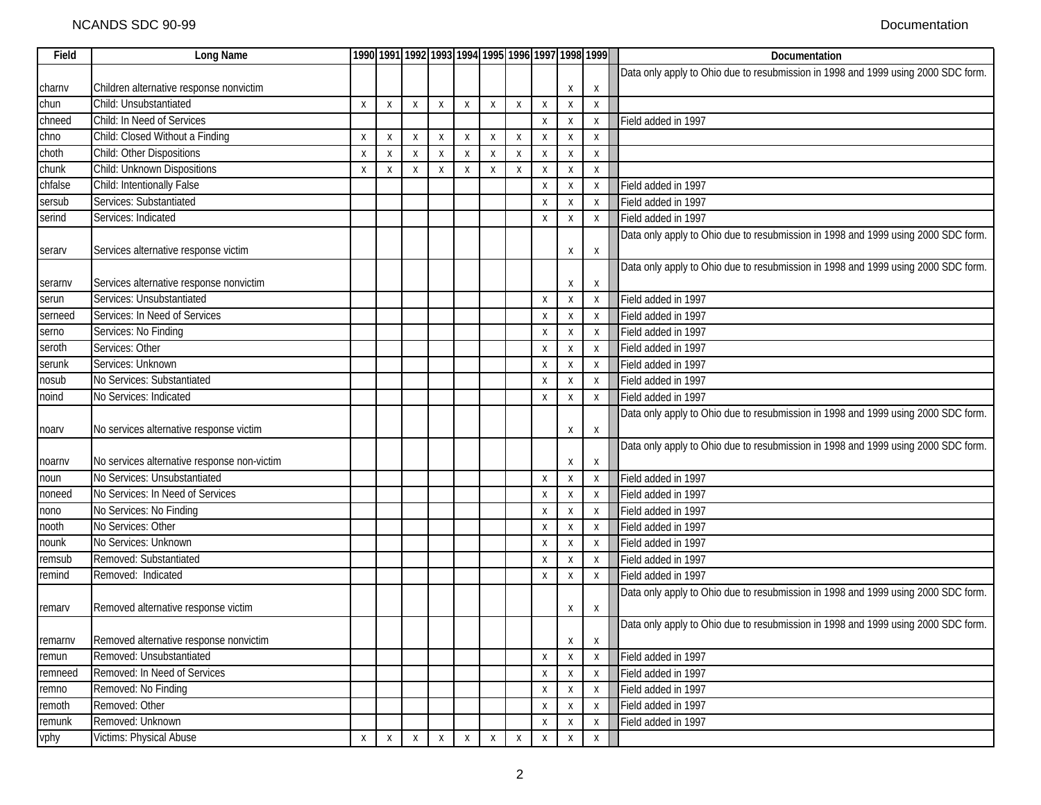| Field | Long Name | 1990 | 1991 | 1992 | 1993 | 1994 | 1995 | 1996 | 1997 | 1998 | 1999 | | Documentation |
|---|---|---|---|---|---|---|---|---|---|---|---|---|---|
| charnv | Children alternative response nonvictim | | | | | | | | | x | x | | Data only apply to Ohio due to resubmission in 1998 and 1999 using 2000 SDC form. |
| chun | Child: Unsubstantiated | x | x | x | x | x | x | x | x | x | x | | |
| chneed | Child: In Need of Services | | | | | | | | x | x | x | | Field added in 1997 |
| chno | Child: Closed Without a Finding | x | x | x | x | x | x | x | x | x | x | | |
| choth | Child: Other Dispositions | x | x | x | x | x | x | x | x | x | x | | |
| chunk | Child: Unknown Dispositions | x | x | x | x | x | x | x | x | x | x | | |
| chfalse | Child: Intentionally False | | | | | | | | x | x | x | | Field added in 1997 |
| sersub | Services: Substantiated | | | | | | | | x | x | x | | Field added in 1997 |
| serind | Services: Indicated | | | | | | | | x | x | x | | Field added in 1997 |
| serarv | Services alternative response victim | | | | | | | | | x | x | | Data only apply to Ohio due to resubmission in 1998 and 1999 using 2000 SDC form. |
| serarnv | Services alternative response nonvictim | | | | | | | | | x | x | | Data only apply to Ohio due to resubmission in 1998 and 1999 using 2000 SDC form. |
| serun | Services: Unsubstantiated | | | | | | | | x | x | x | | Field added in 1997 |
| serneed | Services: In Need of Services | | | | | | | | x | x | x | | Field added in 1997 |
| serno | Services: No Finding | | | | | | | | x | x | x | | Field added in 1997 |
| seroth | Services: Other | | | | | | | | x | x | x | | Field added in 1997 |
| serunk | Services: Unknown | | | | | | | | x | x | x | | Field added in 1997 |
| nosub | No Services: Substantiated | | | | | | | | x | x | x | | Field added in 1997 |
| noind | No Services: Indicated | | | | | | | | x | x | x | | Field added in 1997 |
| noarv | No services alternative response victim | | | | | | | | | x | x | | Data only apply to Ohio due to resubmission in 1998 and 1999 using 2000 SDC form. |
| noarnv | No services alternative response non-victim | | | | | | | | | x | x | | Data only apply to Ohio due to resubmission in 1998 and 1999 using 2000 SDC form. |
| noun | No Services: Unsubstantiated | | | | | | | | x | x | x | | Field added in 1997 |
| noneed | No Services: In Need of Services | | | | | | | | x | x | x | | Field added in 1997 |
| nono | No Services: No Finding | | | | | | | | x | x | x | | Field added in 1997 |
| nooth | No Services: Other | | | | | | | | x | x | x | | Field added in 1997 |
| nounk | No Services: Unknown | | | | | | | | x | x | x | | Field added in 1997 |
| remsub | Removed: Substantiated | | | | | | | | x | x | x | | Field added in 1997 |
| remind | Removed: Indicated | | | | | | | | x | x | x | | Field added in 1997 |
| remarv | Removed alternative response victim | | | | | | | | | x | x | | Data only apply to Ohio due to resubmission in 1998 and 1999 using 2000 SDC form. |
| remarnv | Removed alternative response nonvictim | | | | | | | | | x | x | | Data only apply to Ohio due to resubmission in 1998 and 1999 using 2000 SDC form. |
| remun | Removed: Unsubstantiated | | | | | | | | x | x | x | | Field added in 1997 |
| remneed | Removed: In Need of Services | | | | | | | | x | x | x | | Field added in 1997 |
| remno | Removed: No Finding | | | | | | | | x | x | x | | Field added in 1997 |
| remoth | Removed: Other | | | | | | | | x | x | x | | Field added in 1997 |
| remunk | Removed: Unknown | | | | | | | | x | x | x | | Field added in 1997 |
| vphy | Victims: Physical Abuse | x | x | x | x | x | x | x | x | x | x | | |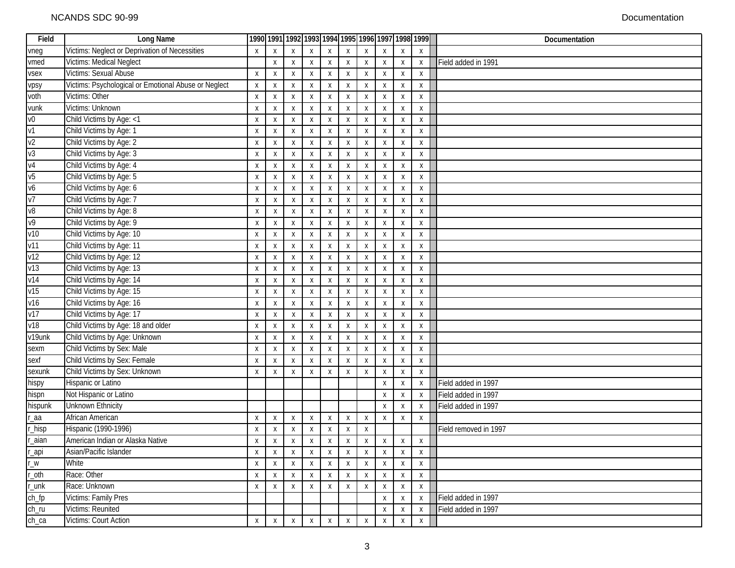| Field | Long Name | 1990 | 1991 | 1992 | 1993 | 1994 | 1995 | 1996 | 1997 | 1998 | 1999 | | Documentation |
|---|---|---|---|---|---|---|---|---|---|---|---|---|---|
| vneg | Victims: Neglect or Deprivation of Necessities | x | x | x | x | x | x | x | x | x | x | | |
| vmed | Victims: Medical Neglect | | x | x | x | x | x | x | x | x | x | | Field added in 1991 |
| vsex | Victims: Sexual Abuse | x | x | x | x | x | x | x | x | x | x | | |
| vpsy | Victims: Psychological or Emotional Abuse or Neglect | x | x | x | x | x | x | x | x | x | x | | |
| voth | Victims: Other | x | x | x | x | x | x | x | x | x | x | | |
| vunk | Victims: Unknown | x | x | x | x | x | x | x | x | x | x | | |
| v0 | Child Victims by Age: <1 | x | x | x | x | x | x | x | x | x | x | | |
| v1 | Child Victims by Age: 1 | x | x | x | x | x | x | x | x | x | x | | |
| v2 | Child Victims by Age: 2 | x | x | x | x | x | x | x | x | x | x | | |
| v3 | Child Victims by Age: 3 | x | x | x | x | x | x | x | x | x | x | | |
| v4 | Child Victims by Age: 4 | x | x | x | x | x | x | x | x | x | x | | |
| v5 | Child Victims by Age: 5 | x | x | x | x | x | x | x | x | x | x | | |
| v6 | Child Victims by Age: 6 | x | x | x | x | x | x | x | x | x | x | | |
| v7 | Child Victims by Age: 7 | x | x | x | x | x | x | x | x | x | x | | |
| v8 | Child Victims by Age: 8 | x | x | x | x | x | x | x | x | x | x | | |
| v9 | Child Victims by Age: 9 | x | x | x | x | x | x | x | x | x | x | | |
| v10 | Child Victims by Age: 10 | x | x | x | x | x | x | x | x | x | x | | |
| v11 | Child Victims by Age: 11 | x | x | x | x | x | x | x | x | x | x | | |
| v12 | Child Victims by Age: 12 | x | x | x | x | x | x | x | x | x | x | | |
| v13 | Child Victims by Age: 13 | x | x | x | x | x | x | x | x | x | x | | |
| v14 | Child Victims by Age: 14 | x | x | x | x | x | x | x | x | x | x | | |
| v15 | Child Victims by Age: 15 | x | x | x | x | x | x | x | x | x | x | | |
| v16 | Child Victims by Age: 16 | x | x | x | x | x | x | x | x | x | x | | |
| v17 | Child Victims by Age: 17 | x | x | x | x | x | x | x | x | x | x | | |
| v18 | Child Victims by Age: 18 and older | x | x | x | x | x | x | x | x | x | x | | |
| v19unk | Child Victims by Age: Unknown | x | x | x | x | x | x | x | x | x | x | | |
| sexm | Child Victims by Sex: Male | x | x | x | x | x | x | x | x | x | x | | |
| sexf | Child Victims by Sex: Female | x | x | x | x | x | x | x | x | x | x | | |
| sexunk | Child Victims by Sex: Unknown | x | x | x | x | x | x | x | x | x | x | | |
| hispy | Hispanic or Latino | | | | | | | | x | x | x | | Field added in 1997 |
| hispn | Not Hispanic or Latino | | | | | | | | x | x | x | | Field added in 1997 |
| hispunk | Unknown Ethnicity | | | | | | | | x | x | x | | Field added in 1997 |
| r_aa | African American | x | x | x | x | x | x | x | x | x | x | | |
| r_hisp | Hispanic (1990-1996) | x | x | x | x | x | x | x | | | | | Field removed in 1997 |
| r_aian | American Indian or Alaska Native | x | x | x | x | x | x | x | x | x | x | | |
| r_api | Asian/Pacific Islander | x | x | x | x | x | x | x | x | x | x | | |
| r_w | White | x | x | x | x | x | x | x | x | x | x | | |
| r_oth | Race: Other | x | x | x | x | x | x | x | x | x | x | | |
| r_unk | Race: Unknown | x | x | x | x | x | x | x | x | x | x | | |
| ch_fp | Victims: Family Pres | | | | | | | | x | x | x | | Field added in 1997 |
| ch_ru | Victims: Reunited | | | | | | | | x | x | x | | Field added in 1997 |
| ch_ca | Victims: Court Action | x | x | x | x | x | x | x | x | x | x | | |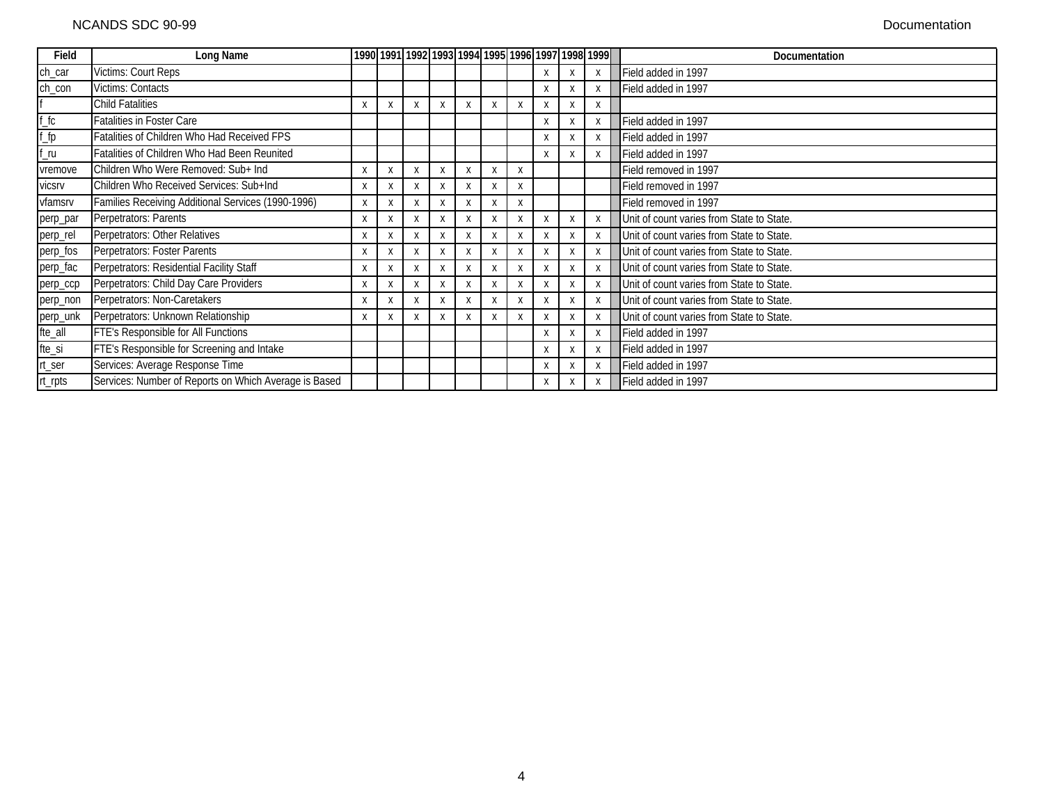| Field | Long Name | 1990 | 1991 | 1992 | 1993 | 1994 | 1995 | 1996 | 1997 | 1998 | 1999 | | Documentation |
|---|---|---|---|---|---|---|---|---|---|---|---|---|---|
| ch_car | Victims: Court Reps | | | | | | | | x | x | x | | Field added in 1997 |
| ch_con | Victims: Contacts | | | | | | | | x | x | x | | Field added in 1997 |
| f | Child Fatalities | x | x | x | x | x | x | x | x | x | x | | |
| f_fc | Fatalities in Foster Care | | | | | | | | x | x | x | | Field added in 1997 |
| f_fp | Fatalities of Children Who Had Received FPS | | | | | | | | x | x | x | | Field added in 1997 |
| f_ru | Fatalities of Children Who Had Been Reunited | | | | | | | | x | x | x | | Field added in 1997 |
| vremove | Children Who Were Removed: Sub+ Ind | x | x | x | x | x | x | x | | | | | Field removed in 1997 |
| vicsrv | Children Who Received Services: Sub+Ind | x | x | x | x | x | x | x | | | | | Field removed in 1997 |
| vfamsrv | Families Receiving Additional Services (1990-1996) | x | x | x | x | x | x | x | | | | | Field removed in 1997 |
| perp_par | Perpetrators: Parents | x | x | x | x | x | x | x | x | x | x | | Unit of count varies from State to State. |
| perp_rel | Perpetrators: Other Relatives | x | x | x | x | x | x | x | x | x | x | | Unit of count varies from State to State. |
| perp_fos | Perpetrators: Foster Parents | x | x | x | x | x | x | x | x | x | x | | Unit of count varies from State to State. |
| perp_fac | Perpetrators: Residential Facility Staff | x | x | x | x | x | x | x | x | x | x | | Unit of count varies from State to State. |
| perp_ccp | Perpetrators: Child Day Care Providers | x | x | x | x | x | x | x | x | x | x | | Unit of count varies from State to State. |
| perp_non | Perpetrators: Non-Caretakers | x | x | x | x | x | x | x | x | x | x | | Unit of count varies from State to State. |
| perp_unk | Perpetrators: Unknown Relationship | x | x | x | x | x | x | x | x | x | x | | Unit of count varies from State to State. |
| fte_all | FTE's Responsible for All Functions | | | | | | | | x | x | x | | Field added in 1997 |
| fte_si | FTE's Responsible for Screening and Intake | | | | | | | | x | x | x | | Field added in 1997 |
| rt_ser | Services: Average Response Time | | | | | | | | x | x | x | | Field added in 1997 |
| rt_rpts | Services: Number of Reports on Which Average is Based | | | | | | | | x | x | x | | Field added in 1997 |